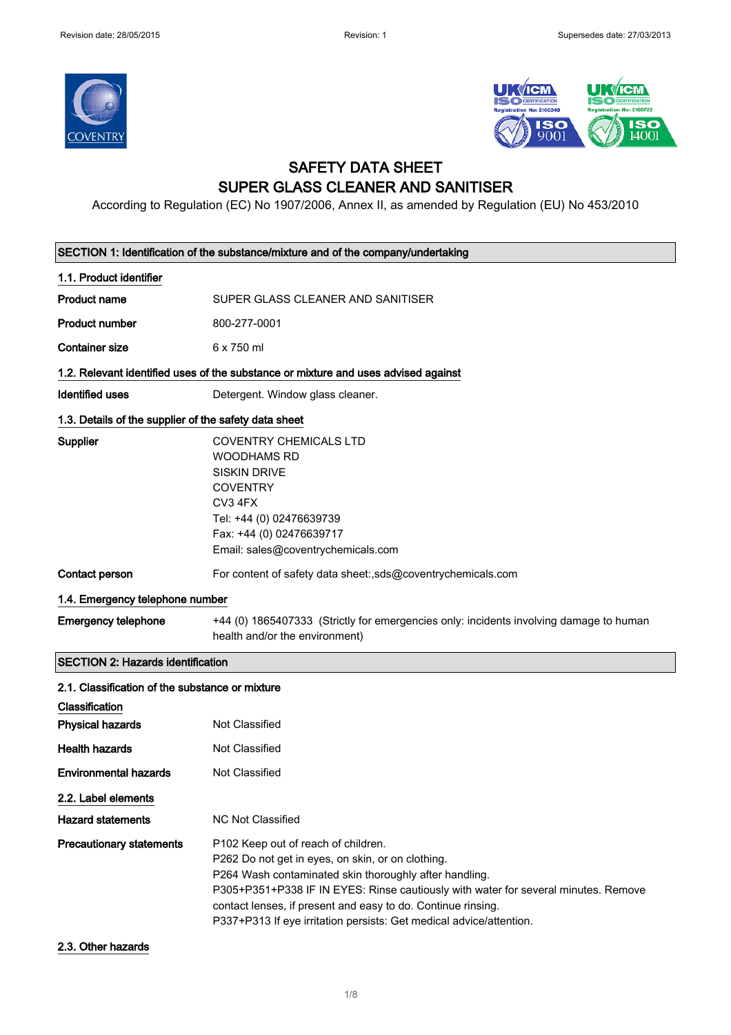# SAFETY DATA SHEET
# SUPER GLASS CLEANER AND SANITISER

According to Regulation (EC) No 1907/2006, Annex II, as amended by Regulation (EU) No 453/2010

## SECTION 1: Identification of the substance/mixture and of the company/undertaking

### 1.1. Product identifier

| | |
|---|---|
| **Product name** | SUPER GLASS CLEANER AND SANITISER |
| **Product number** | 800-277-0001 |
| **Container size** | 6 x 750 ml |

### 1.2. Relevant identified uses of the substance or mixture and uses advised against

| | |
|---|---|
| **Identified uses** | Detergent. Window glass cleaner. |

### 1.3. Details of the supplier of the safety data sheet

| | |
|---|---|
| **Supplier** | COVENTRY CHEMICALS LTD<br>WOODHAMS RD<br>SISKIN DRIVE<br>COVENTRY<br>CV3 4FX<br>Tel: +44 (0) 02476639739<br>Fax: +44 (0) 02476639717<br>Email: sales@coventrychemicals.com |
| **Contact person** | For content of safety data sheet:,sds@coventrychemicals.com |

### 1.4. Emergency telephone number

| | |
|---|---|
| **Emergency telephone** | +44 (0) 1865407333 (Strictly for emergencies only: incidents involving damage to human health and/or the environment) |

## SECTION 2: Hazards identification

### 2.1. Classification of the substance or mixture

**Classification**

| | |
|---|---|
| **Physical hazards** | Not Classified |
| **Health hazards** | Not Classified |
| **Environmental hazards** | Not Classified |

### 2.2. Label elements

| | |
|---|---|
| **Hazard statements** | NC Not Classified |
| **Precautionary statements** | P102 Keep out of reach of children.<br>P262 Do not get in eyes, on skin, or on clothing.<br>P264 Wash contaminated skin thoroughly after handling.<br>P305+P351+P338 IF IN EYES: Rinse cautiously with water for several minutes. Remove contact lenses, if present and easy to do. Continue rinsing.<br>P337+P313 If eye irritation persists: Get medical advice/attention. |

### 2.3. Other hazards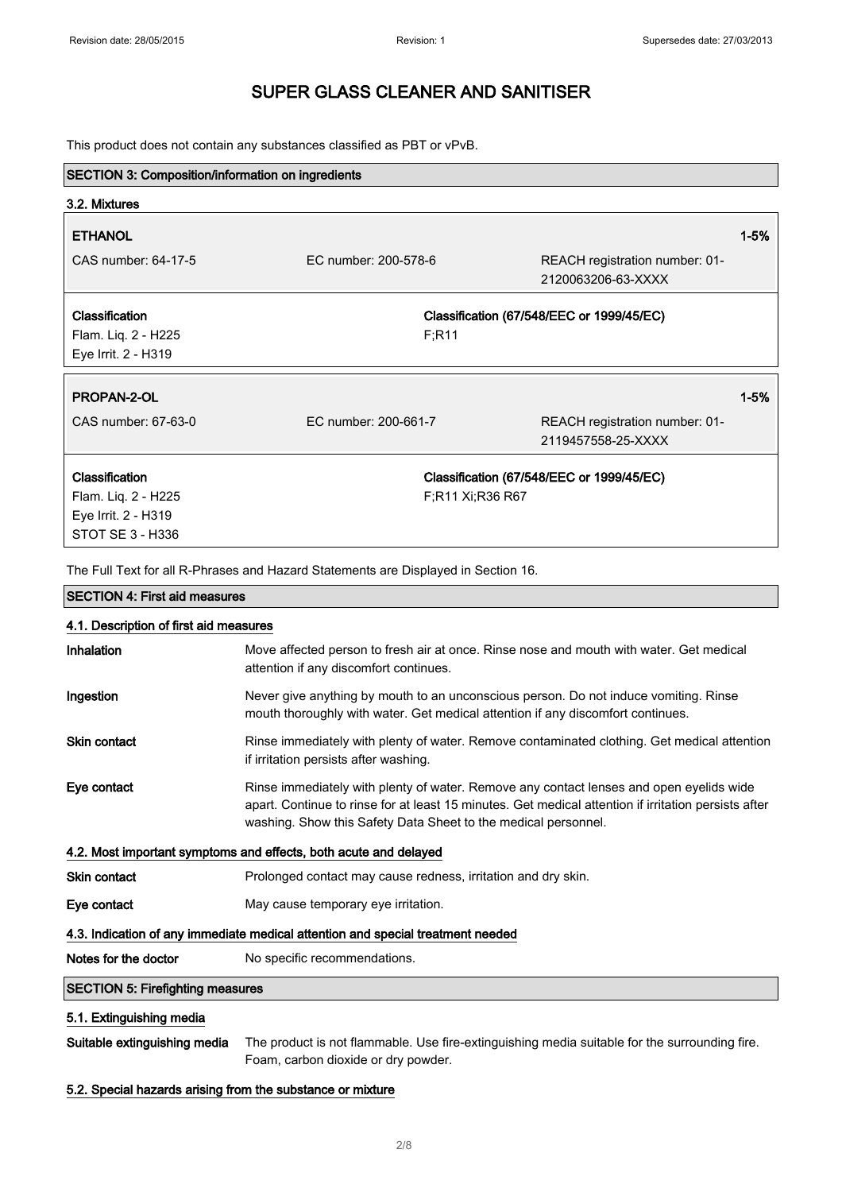This product does not contain any substances classified as PBT or vPvB.

## SECTION 3: Composition/information on ingredients

### 3.2. Mixtures

**ETHANOL** — 1-5%

| | | |
|---|---|---|
| CAS number: 64-17-5 | EC number: 200-578-6 | REACH registration number: 01-2120063206-63-XXXX |

| Classification | Classification (67/548/EEC or 1999/45/EC) |
|---|---|
| Flam. Liq. 2 - H225<br>Eye Irrit. 2 - H319 | F;R11 |

**PROPAN-2-OL** — 1-5%

| | | |
|---|---|---|
| CAS number: 67-63-0 | EC number: 200-661-7 | REACH registration number: 01-2119457558-25-XXXX |

| Classification | Classification (67/548/EEC or 1999/45/EC) |
|---|---|
| Flam. Liq. 2 - H225<br>Eye Irrit. 2 - H319<br>STOT SE 3 - H336 | F;R11 Xi;R36 R67 |

The Full Text for all R-Phrases and Hazard Statements are Displayed in Section 16.

## SECTION 4: First aid measures

### 4.1. Description of first aid measures

**Inhalation** Move affected person to fresh air at once. Rinse nose and mouth with water. Get medical attention if any discomfort continues.

**Ingestion** Never give anything by mouth to an unconscious person. Do not induce vomiting. Rinse mouth thoroughly with water. Get medical attention if any discomfort continues.

**Skin contact** Rinse immediately with plenty of water. Remove contaminated clothing. Get medical attention if irritation persists after washing.

**Eye contact** Rinse immediately with plenty of water. Remove any contact lenses and open eyelids wide apart. Continue to rinse for at least 15 minutes. Get medical attention if irritation persists after washing. Show this Safety Data Sheet to the medical personnel.

### 4.2. Most important symptoms and effects, both acute and delayed

**Skin contact** Prolonged contact may cause redness, irritation and dry skin.

**Eye contact** May cause temporary eye irritation.

### 4.3. Indication of any immediate medical attention and special treatment needed

**Notes for the doctor** No specific recommendations.

## SECTION 5: Firefighting measures

### 5.1. Extinguishing media

**Suitable extinguishing media** The product is not flammable. Use fire-extinguishing media suitable for the surrounding fire. Foam, carbon dioxide or dry powder.

### 5.2. Special hazards arising from the substance or mixture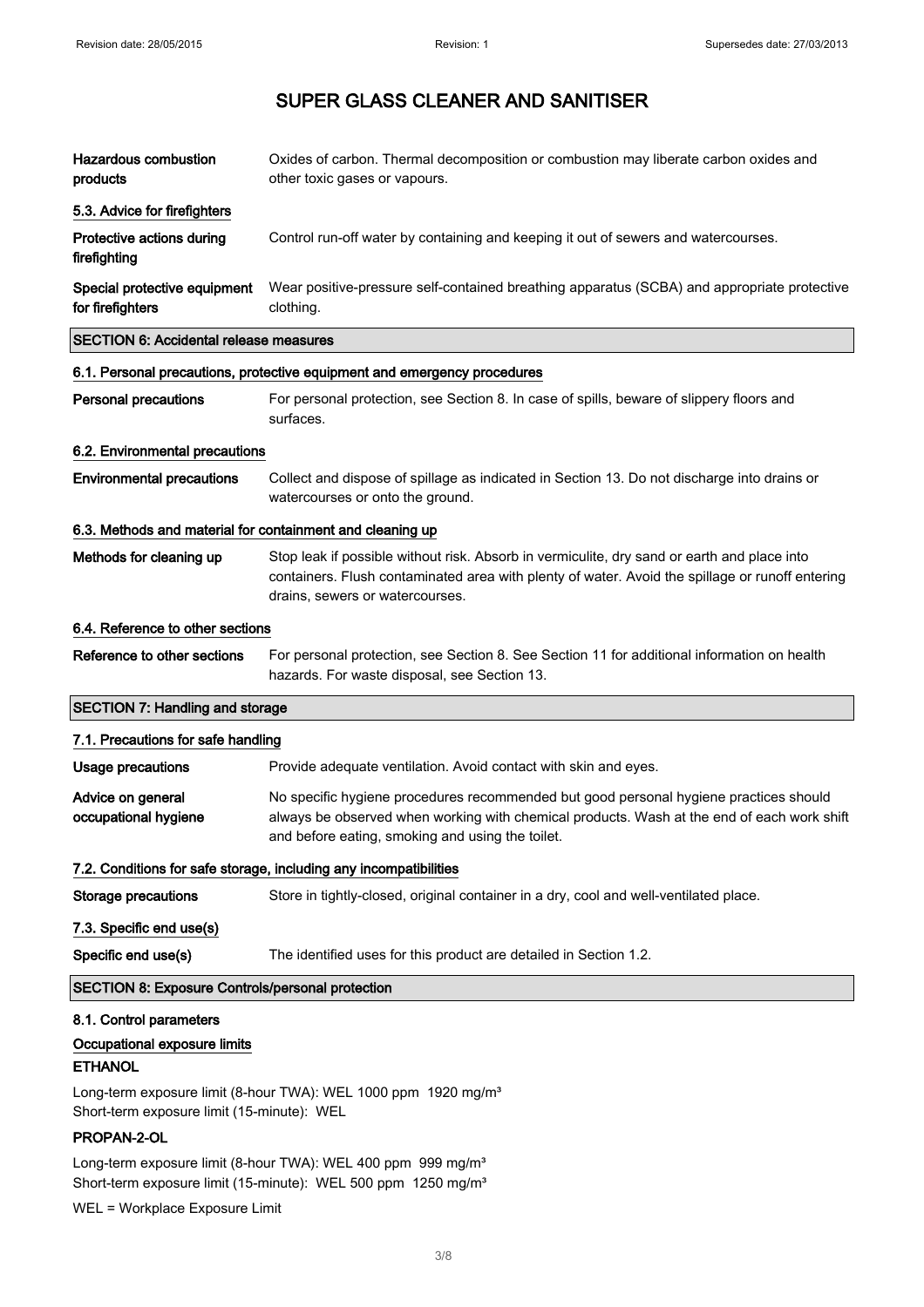# SUPER GLASS CLEANER AND SANITISER

| | |
|---|---|
| **Hazardous combustion products** | Oxides of carbon. Thermal decomposition or combustion may liberate carbon oxides and other toxic gases or vapours. |

### 5.3. Advice for firefighters

| | |
|---|---|
| **Protective actions during firefighting** | Control run-off water by containing and keeping it out of sewers and watercourses. |
| **Special protective equipment for firefighters** | Wear positive-pressure self-contained breathing apparatus (SCBA) and appropriate protective clothing. |

## SECTION 6: Accidental release measures

### 6.1. Personal precautions, protective equipment and emergency procedures

| | |
|---|---|
| **Personal precautions** | For personal protection, see Section 8. In case of spills, beware of slippery floors and surfaces. |

### 6.2. Environmental precautions

| | |
|---|---|
| **Environmental precautions** | Collect and dispose of spillage as indicated in Section 13. Do not discharge into drains or watercourses or onto the ground. |

### 6.3. Methods and material for containment and cleaning up

| | |
|---|---|
| **Methods for cleaning up** | Stop leak if possible without risk. Absorb in vermiculite, dry sand or earth and place into containers. Flush contaminated area with plenty of water. Avoid the spillage or runoff entering drains, sewers or watercourses. |

### 6.4. Reference to other sections

| | |
|---|---|
| **Reference to other sections** | For personal protection, see Section 8. See Section 11 for additional information on health hazards. For waste disposal, see Section 13. |

## SECTION 7: Handling and storage

### 7.1. Precautions for safe handling

| | |
|---|---|
| **Usage precautions** | Provide adequate ventilation. Avoid contact with skin and eyes. |
| **Advice on general occupational hygiene** | No specific hygiene procedures recommended but good personal hygiene practices should always be observed when working with chemical products. Wash at the end of each work shift and before eating, smoking and using the toilet. |

### 7.2. Conditions for safe storage, including any incompatibilities

| | |
|---|---|
| **Storage precautions** | Store in tightly-closed, original container in a dry, cool and well-ventilated place. |

### 7.3. Specific end use(s)

| | |
|---|---|
| **Specific end use(s)** | The identified uses for this product are detailed in Section 1.2. |

## SECTION 8: Exposure Controls/personal protection

### 8.1. Control parameters

#### Occupational exposure limits

**ETHANOL**

Long-term exposure limit (8-hour TWA): WEL 1000 ppm 1920 mg/m³
Short-term exposure limit (15-minute): WEL

**PROPAN-2-OL**

Long-term exposure limit (8-hour TWA): WEL 400 ppm 999 mg/m³
Short-term exposure limit (15-minute): WEL 500 ppm 1250 mg/m³

WEL = Workplace Exposure Limit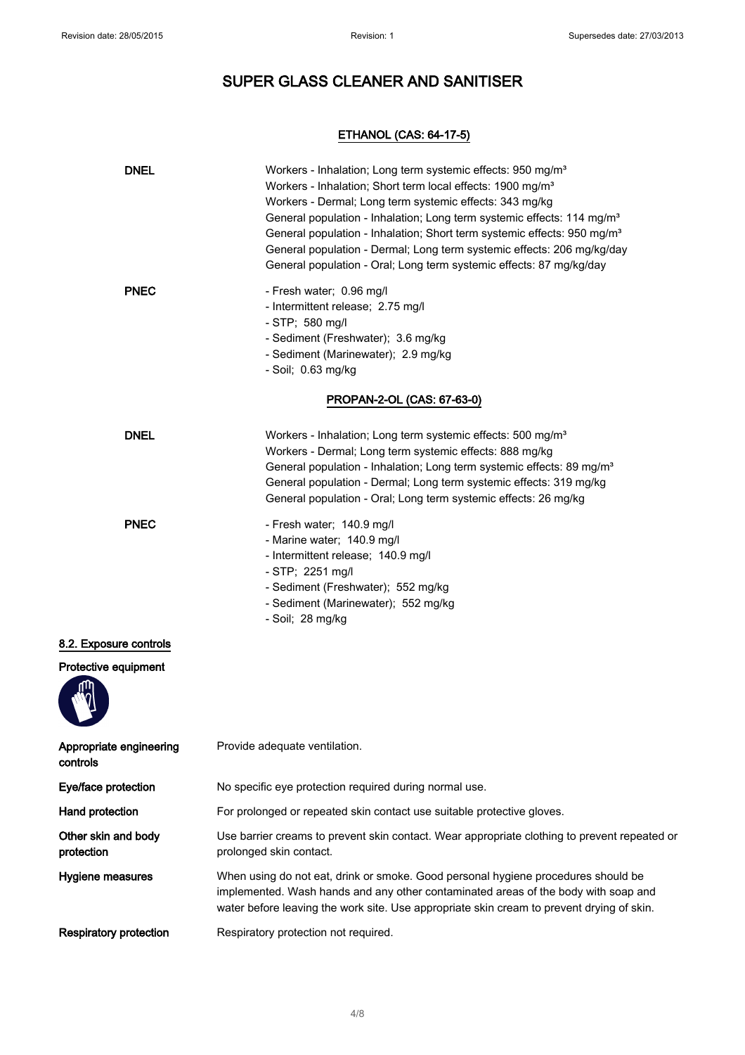# SUPER GLASS CLEANER AND SANITISER

## ETHANOL (CAS: 64-17-5)

**DNEL**

Workers - Inhalation; Long term systemic effects: 950 mg/m³
Workers - Inhalation; Short term local effects: 1900 mg/m³
Workers - Dermal; Long term systemic effects: 343 mg/kg
General population - Inhalation; Long term systemic effects: 114 mg/m³
General population - Inhalation; Short term systemic effects: 950 mg/m³
General population - Dermal; Long term systemic effects: 206 mg/kg/day
General population - Oral; Long term systemic effects: 87 mg/kg/day

**PNEC**

- Fresh water; 0.96 mg/l
- Intermittent release; 2.75 mg/l
- STP; 580 mg/l
- Sediment (Freshwater); 3.6 mg/kg
- Sediment (Marinewater); 2.9 mg/kg
- Soil; 0.63 mg/kg

## PROPAN-2-OL (CAS: 67-63-0)

**DNEL**

Workers - Inhalation; Long term systemic effects: 500 mg/m³
Workers - Dermal; Long term systemic effects: 888 mg/kg
General population - Inhalation; Long term systemic effects: 89 mg/m³
General population - Dermal; Long term systemic effects: 319 mg/kg
General population - Oral; Long term systemic effects: 26 mg/kg

**PNEC**

- Fresh water; 140.9 mg/l
- Marine water; 140.9 mg/l
- Intermittent release; 140.9 mg/l
- STP; 2251 mg/l
- Sediment (Freshwater); 552 mg/kg
- Sediment (Marinewater); 552 mg/kg
- Soil; 28 mg/kg

## 8.2. Exposure controls

**Protective equipment**

| | |
|---|---|
| **Appropriate engineering controls** | Provide adequate ventilation. |
| **Eye/face protection** | No specific eye protection required during normal use. |
| **Hand protection** | For prolonged or repeated skin contact use suitable protective gloves. |
| **Other skin and body protection** | Use barrier creams to prevent skin contact. Wear appropriate clothing to prevent repeated or prolonged skin contact. |
| **Hygiene measures** | When using do not eat, drink or smoke. Good personal hygiene procedures should be implemented. Wash hands and any other contaminated areas of the body with soap and water before leaving the work site. Use appropriate skin cream to prevent drying of skin. |
| **Respiratory protection** | Respiratory protection not required. |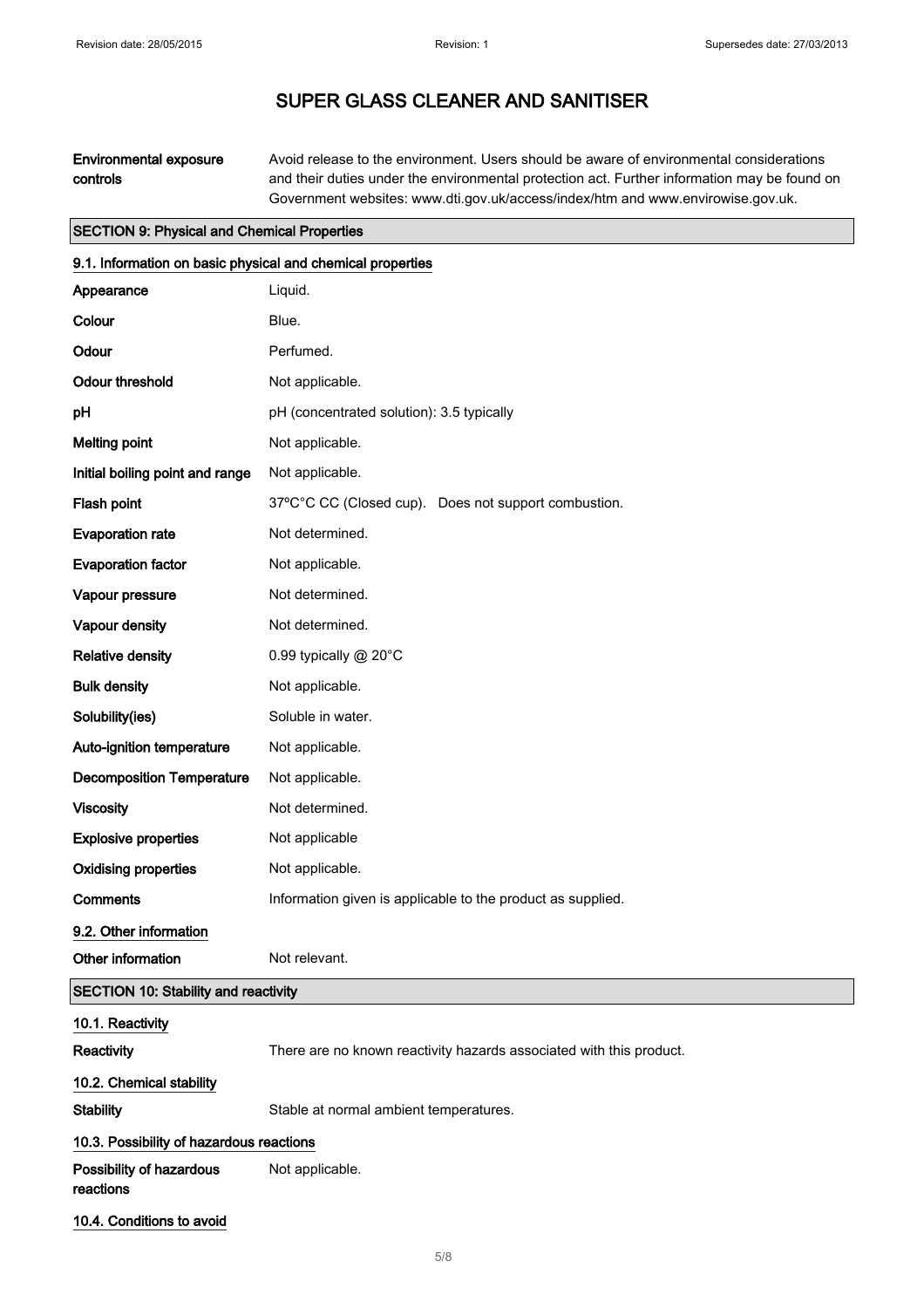# SUPER GLASS CLEANER AND SANITISER

| | |
|---|---|
| **Environmental exposure controls** | Avoid release to the environment. Users should be aware of environmental considerations and their duties under the environmental protection act. Further information may be found on Government websites: www.dti.gov.uk/access/index/htm and www.envirowise.gov.uk. |

## SECTION 9: Physical and Chemical Properties

### 9.1. Information on basic physical and chemical properties

| | |
|---|---|
| **Appearance** | Liquid. |
| **Colour** | Blue. |
| **Odour** | Perfumed. |
| **Odour threshold** | Not applicable. |
| **pH** | pH (concentrated solution): 3.5 typically |
| **Melting point** | Not applicable. |
| **Initial boiling point and range** | Not applicable. |
| **Flash point** | 37ºC°C CC (Closed cup). Does not support combustion. |
| **Evaporation rate** | Not determined. |
| **Evaporation factor** | Not applicable. |
| **Vapour pressure** | Not determined. |
| **Vapour density** | Not determined. |
| **Relative density** | 0.99 typically @ 20°C |
| **Bulk density** | Not applicable. |
| **Solubility(ies)** | Soluble in water. |
| **Auto-ignition temperature** | Not applicable. |
| **Decomposition Temperature** | Not applicable. |
| **Viscosity** | Not determined. |
| **Explosive properties** | Not applicable |
| **Oxidising properties** | Not applicable. |
| **Comments** | Information given is applicable to the product as supplied. |

### 9.2. Other information

| | |
|---|---|
| **Other information** | Not relevant. |

## SECTION 10: Stability and reactivity

### 10.1. Reactivity

| | |
|---|---|
| **Reactivity** | There are no known reactivity hazards associated with this product. |

### 10.2. Chemical stability

| | |
|---|---|
| **Stability** | Stable at normal ambient temperatures. |

### 10.3. Possibility of hazardous reactions

| | |
|---|---|
| **Possibility of hazardous reactions** | Not applicable. |

### 10.4. Conditions to avoid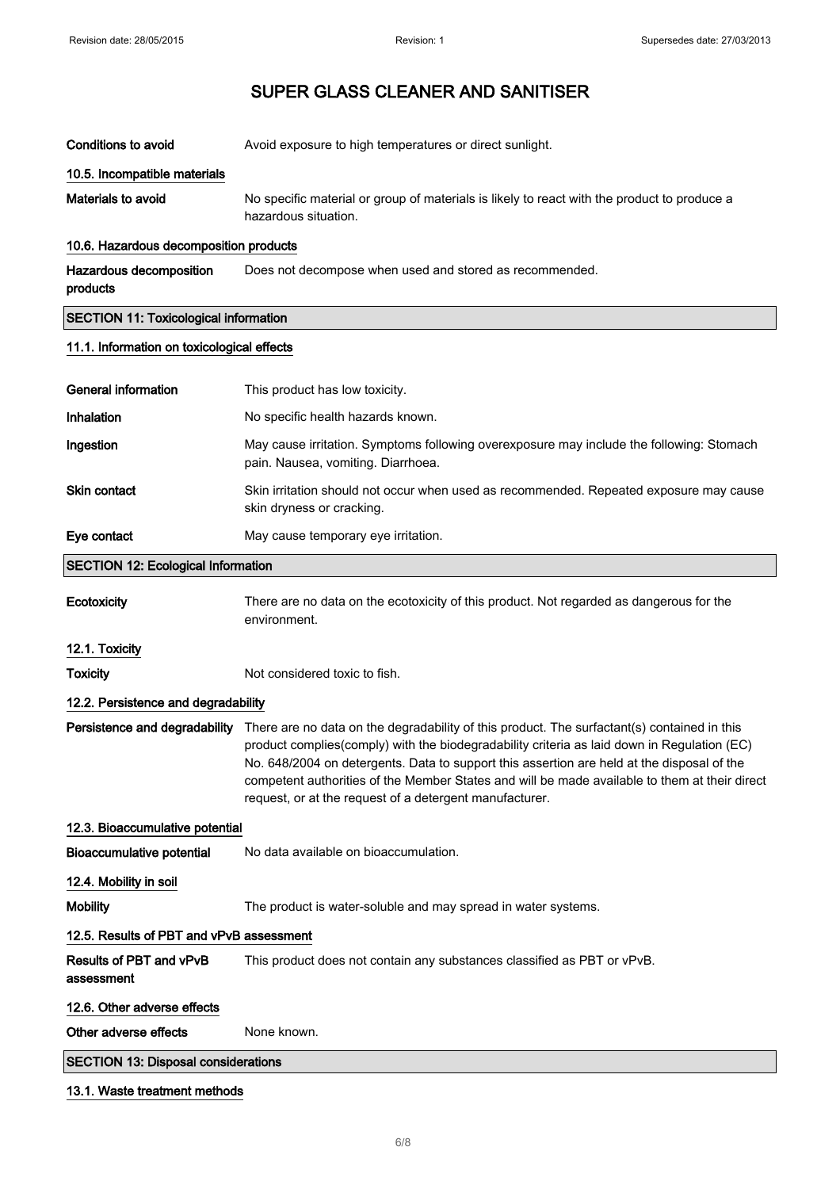# SUPER GLASS CLEANER AND SANITISER

**Conditions to avoid** Avoid exposure to high temperatures or direct sunlight.

### 10.5. Incompatible materials

**Materials to avoid** No specific material or group of materials is likely to react with the product to produce a hazardous situation.

### 10.6. Hazardous decomposition products

**Hazardous decomposition products** Does not decompose when used and stored as recommended.

## SECTION 11: Toxicological information

### 11.1. Information on toxicological effects

**General information** This product has low toxicity.

**Inhalation** No specific health hazards known.

**Ingestion** May cause irritation. Symptoms following overexposure may include the following: Stomach pain. Nausea, vomiting. Diarrhoea.

**Skin contact** Skin irritation should not occur when used as recommended. Repeated exposure may cause skin dryness or cracking.

**Eye contact** May cause temporary eye irritation.

## SECTION 12: Ecological Information

**Ecotoxicity** There are no data on the ecotoxicity of this product. Not regarded as dangerous for the environment.

### 12.1. Toxicity

**Toxicity** Not considered toxic to fish.

### 12.2. Persistence and degradability

**Persistence and degradability** There are no data on the degradability of this product. The surfactant(s) contained in this product complies(comply) with the biodegradability criteria as laid down in Regulation (EC) No. 648/2004 on detergents. Data to support this assertion are held at the disposal of the competent authorities of the Member States and will be made available to them at their direct request, or at the request of a detergent manufacturer.

### 12.3. Bioaccumulative potential

**Bioaccumulative potential** No data available on bioaccumulation.

### 12.4. Mobility in soil

**Mobility** The product is water-soluble and may spread in water systems.

### 12.5. Results of PBT and vPvB assessment

**Results of PBT and vPvB assessment** This product does not contain any substances classified as PBT or vPvB.

### 12.6. Other adverse effects

**Other adverse effects** None known.

## SECTION 13: Disposal considerations

### 13.1. Waste treatment methods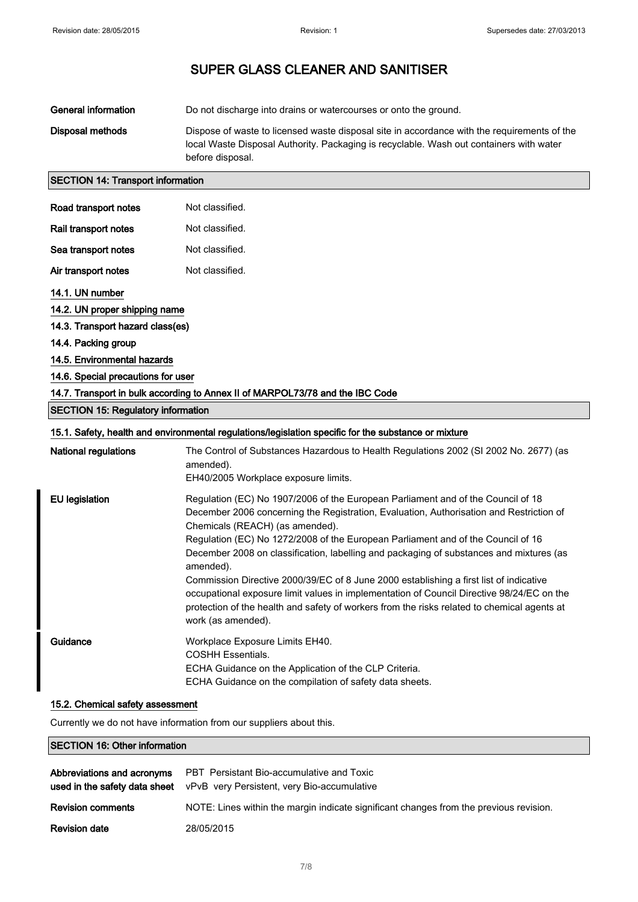| | |
|---|---|
| **General information** | Do not discharge into drains or watercourses or onto the ground. |
| **Disposal methods** | Dispose of waste to licensed waste disposal site in accordance with the requirements of the local Waste Disposal Authority. Packaging is recyclable. Wash out containers with water before disposal. |

## SECTION 14: Transport information

| | |
|---|---|
| **Road transport notes** | Not classified. |
| **Rail transport notes** | Not classified. |
| **Sea transport notes** | Not classified. |
| **Air transport notes** | Not classified. |

**14.1. UN number**

**14.2. UN proper shipping name**

**14.3. Transport hazard class(es)**

**14.4. Packing group**

**14.5. Environmental hazards**

**14.6. Special precautions for user**

**14.7. Transport in bulk according to Annex II of MARPOL73/78 and the IBC Code**

## SECTION 15: Regulatory information

**15.1. Safety, health and environmental regulations/legislation specific for the substance or mixture**

| | |
|---|---|
| **National regulations** | The Control of Substances Hazardous to Health Regulations 2002 (SI 2002 No. 2677) (as amended).<br>EH40/2005 Workplace exposure limits. |
| **EU legislation** | Regulation (EC) No 1907/2006 of the European Parliament and of the Council of 18 December 2006 concerning the Registration, Evaluation, Authorisation and Restriction of Chemicals (REACH) (as amended).<br>Regulation (EC) No 1272/2008 of the European Parliament and of the Council of 16 December 2008 on classification, labelling and packaging of substances and mixtures (as amended).<br>Commission Directive 2000/39/EC of 8 June 2000 establishing a first list of indicative occupational exposure limit values in implementation of Council Directive 98/24/EC on the protection of the health and safety of workers from the risks related to chemical agents at work (as amended). |
| **Guidance** | Workplace Exposure Limits EH40.<br>COSHH Essentials.<br>ECHA Guidance on the Application of the CLP Criteria.<br>ECHA Guidance on the compilation of safety data sheets. |

**15.2. Chemical safety assessment**

Currently we do not have information from our suppliers about this.

## SECTION 16: Other information

| | |
|---|---|
| **Abbreviations and acronyms used in the safety data sheet** | PBT Persistant Bio-accumulative and Toxic<br>vPvB very Persistent, very Bio-accumulative |
| **Revision comments** | NOTE: Lines within the margin indicate significant changes from the previous revision. |
| **Revision date** | 28/05/2015 |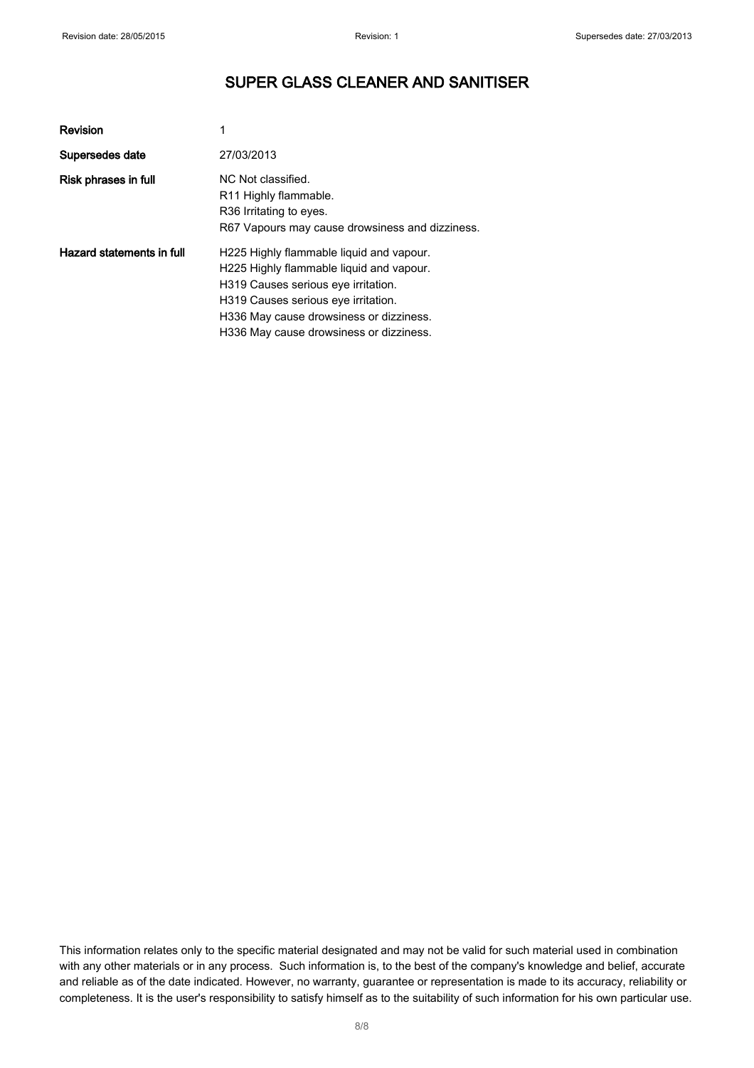# SUPER GLASS CLEANER AND SANITISER

| | |
|---|---|
| **Revision** | 1 |
| **Supersedes date** | 27/03/2013 |
| **Risk phrases in full** | NC Not classified.<br>R11 Highly flammable.<br>R36 Irritating to eyes.<br>R67 Vapours may cause drowsiness and dizziness. |
| **Hazard statements in full** | H225 Highly flammable liquid and vapour.<br>H225 Highly flammable liquid and vapour.<br>H319 Causes serious eye irritation.<br>H319 Causes serious eye irritation.<br>H336 May cause drowsiness or dizziness.<br>H336 May cause drowsiness or dizziness. |

This information relates only to the specific material designated and may not be valid for such material used in combination with any other materials or in any process. Such information is, to the best of the company's knowledge and belief, accurate and reliable as of the date indicated. However, no warranty, guarantee or representation is made to its accuracy, reliability or completeness. It is the user's responsibility to satisfy himself as to the suitability of such information for his own particular use.